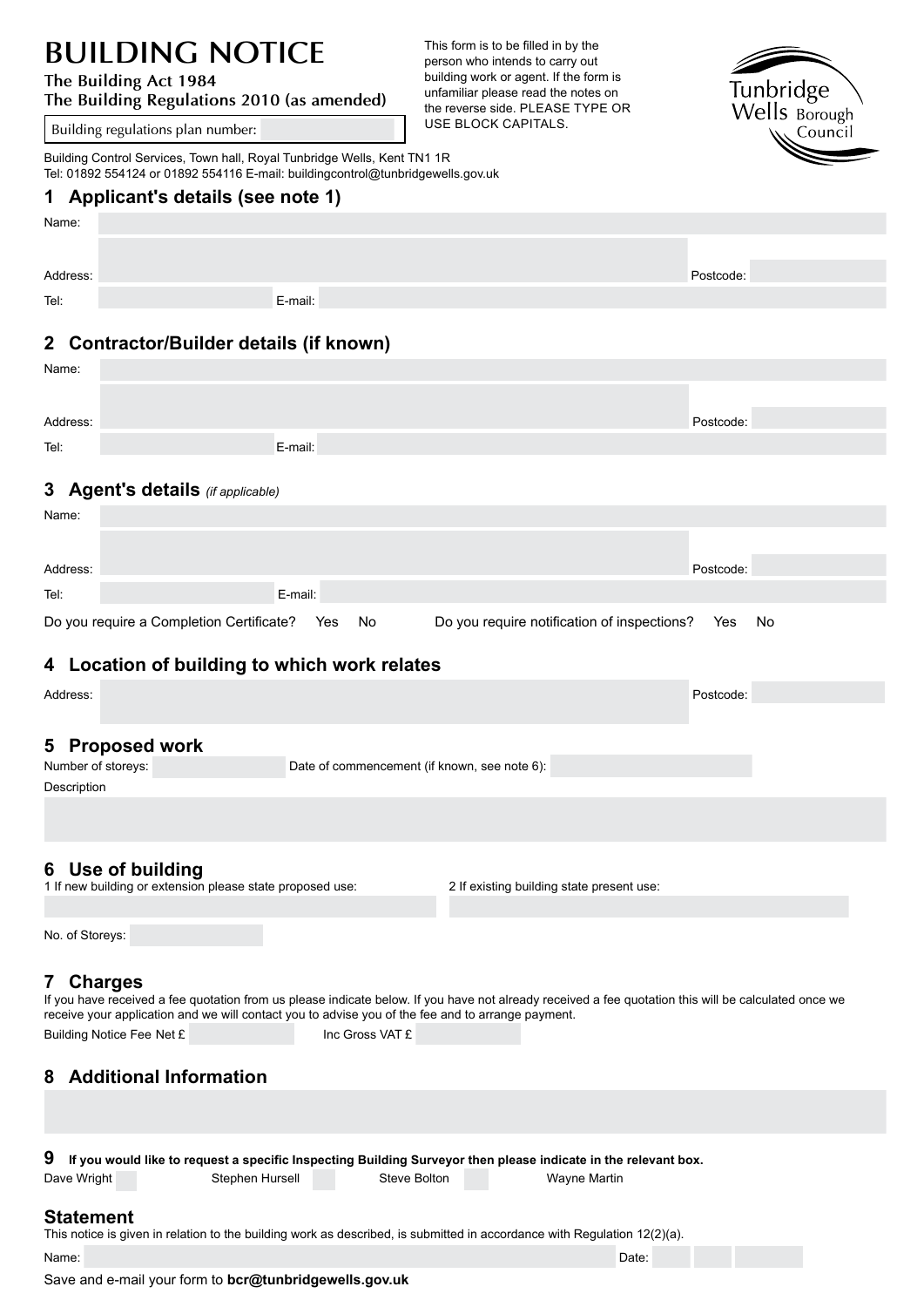# BUILDING NOTICE

**The Building Act 1984**
**The Building Regulations 2010 (as amended)**

Building regulations plan number:

This form is to be filled in by the person who intends to carry out building work or agent. If the form is unfamiliar please read the notes on the reverse side. PLEASE TYPE OR USE BLOCK CAPITALS.

Tunbridge Wells Borough Council

Building Control Services, Town hall, Royal Tunbridge Wells, Kent TN1 1R
Tel: 01892 554124 or 01892 554116 E-mail: buildingcontrol@tunbridgewells.gov.uk

## 1 Applicant's details (see note 1)

Name:

Address: Postcode:

Tel: E-mail:

## 2 Contractor/Builder details (if known)

Name:

Address: Postcode:

Tel: E-mail:

## 3 Agent's details *(if applicable)*

Name:

Address: Postcode:

Tel: E-mail:

Do you require a Completion Certificate? Yes No Do you require notification of inspections? Yes No

## 4 Location of building to which work relates

Address: Postcode:

## 5 Proposed work

Number of storeys: Date of commencement (if known, see note 6):

Description

## 6 Use of building

1 If new building or extension please state proposed use: 2 If existing building state present use:

No. of Storeys:

## 7 Charges

If you have received a fee quotation from us please indicate below. If you have not already received a fee quotation this will be calculated once we receive your application and we will contact you to advise you of the fee and to arrange payment.

Building Notice Fee Net £ Inc Gross VAT £

## 8 Additional Information

## 9 If you would like to request a specific Inspecting Building Surveyor then please indicate in the relevant box.

Dave Wright Stephen Hursell Steve Bolton Wayne Martin

## Statement

This notice is given in relation to the building work as described, is submitted in accordance with Regulation 12(2)(a).

Name: Date:

Save and e-mail your form to **bcr@tunbridgewells.gov.uk**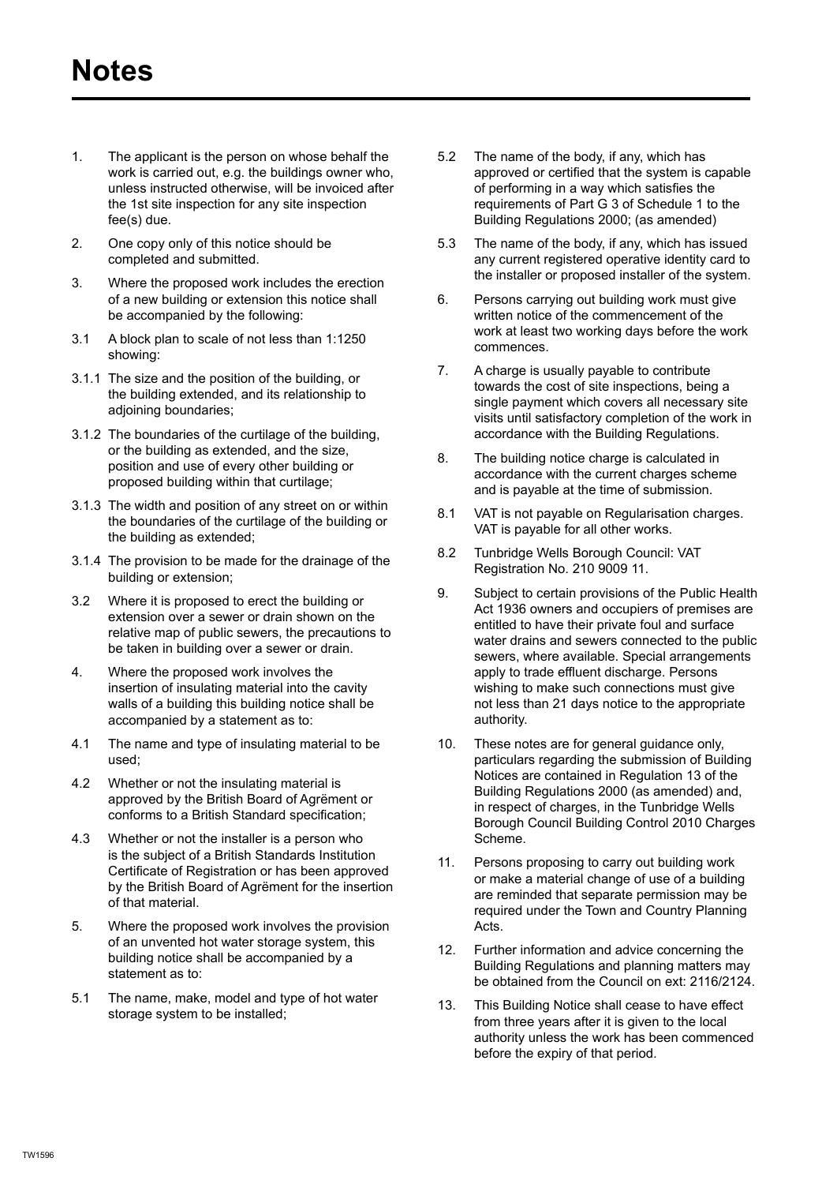# Notes

1. The applicant is the person on whose behalf the work is carried out, e.g. the buildings owner who, unless instructed otherwise, will be invoiced after the 1st site inspection for any site inspection fee(s) due.

2. One copy only of this notice should be completed and submitted.

3. Where the proposed work includes the erection of a new building or extension this notice shall be accompanied by the following:

3.1 A block plan to scale of not less than 1:1250 showing:

3.1.1 The size and the position of the building, or the building extended, and its relationship to adjoining boundaries;

3.1.2 The boundaries of the curtilage of the building, or the building as extended, and the size, position and use of every other building or proposed building within that curtilage;

3.1.3 The width and position of any street on or within the boundaries of the curtilage of the building or the building as extended;

3.1.4 The provision to be made for the drainage of the building or extension;

3.2 Where it is proposed to erect the building or extension over a sewer or drain shown on the relative map of public sewers, the precautions to be taken in building over a sewer or drain.

4. Where the proposed work involves the insertion of insulating material into the cavity walls of a building this building notice shall be accompanied by a statement as to:

4.1 The name and type of insulating material to be used;

4.2 Whether or not the insulating material is approved by the British Board of Agrëment or conforms to a British Standard specification;

4.3 Whether or not the installer is a person who is the subject of a British Standards Institution Certificate of Registration or has been approved by the British Board of Agrëment for the insertion of that material.

5. Where the proposed work involves the provision of an unvented hot water storage system, this building notice shall be accompanied by a statement as to:

5.1 The name, make, model and type of hot water storage system to be installed;

5.2 The name of the body, if any, which has approved or certified that the system is capable of performing in a way which satisfies the requirements of Part G 3 of Schedule 1 to the Building Regulations 2000; (as amended)

5.3 The name of the body, if any, which has issued any current registered operative identity card to the installer or proposed installer of the system.

6. Persons carrying out building work must give written notice of the commencement of the work at least two working days before the work commences.

7. A charge is usually payable to contribute towards the cost of site inspections, being a single payment which covers all necessary site visits until satisfactory completion of the work in accordance with the Building Regulations.

8. The building notice charge is calculated in accordance with the current charges scheme and is payable at the time of submission.

8.1 VAT is not payable on Regularisation charges. VAT is payable for all other works.

8.2 Tunbridge Wells Borough Council: VAT Registration No. 210 9009 11.

9. Subject to certain provisions of the Public Health Act 1936 owners and occupiers of premises are entitled to have their private foul and surface water drains and sewers connected to the public sewers, where available. Special arrangements apply to trade effluent discharge. Persons wishing to make such connections must give not less than 21 days notice to the appropriate authority.

10. These notes are for general guidance only, particulars regarding the submission of Building Notices are contained in Regulation 13 of the Building Regulations 2000 (as amended) and, in respect of charges, in the Tunbridge Wells Borough Council Building Control 2010 Charges Scheme.

11. Persons proposing to carry out building work or make a material change of use of a building are reminded that separate permission may be required under the Town and Country Planning Acts.

12. Further information and advice concerning the Building Regulations and planning matters may be obtained from the Council on ext: 2116/2124.

13. This Building Notice shall cease to have effect from three years after it is given to the local authority unless the work has been commenced before the expiry of that period.

TW1596